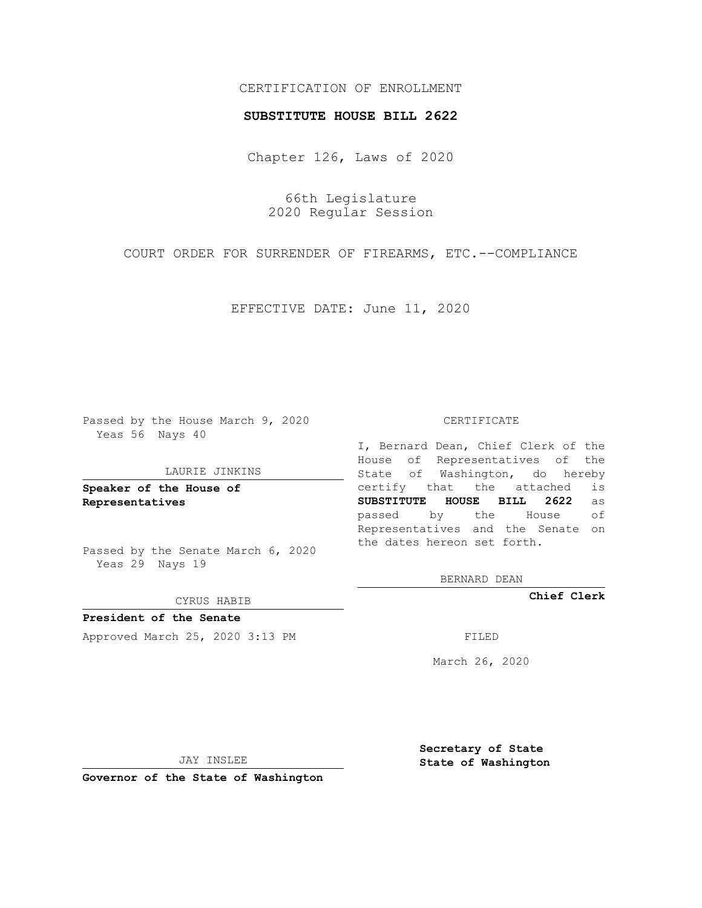CERTIFICATION OF ENROLLMENT

**SUBSTITUTE HOUSE BILL 2622**

Chapter 126, Laws of 2020

66th Legislature
2020 Regular Session

COURT ORDER FOR SURRENDER OF FIREARMS, ETC.--COMPLIANCE

EFFECTIVE DATE: June 11, 2020

Passed by the House March 9, 2020
Yeas 56 Nays 40

LAURIE JINKINS

**Speaker of the House of Representatives**

Passed by the Senate March 6, 2020
Yeas 29 Nays 19

CYRUS HABIB

**President of the Senate**

Approved March 25, 2020 3:13 PM

JAY INSLEE

**Governor of the State of Washington**

CERTIFICATE

I, Bernard Dean, Chief Clerk of the House of Representatives of the State of Washington, do hereby certify that the attached is **SUBSTITUTE HOUSE BILL 2622** as passed by the House of Representatives and the Senate on the dates hereon set forth.

BERNARD DEAN

**Chief Clerk**

FILED

March 26, 2020

**Secretary of State**
**State of Washington**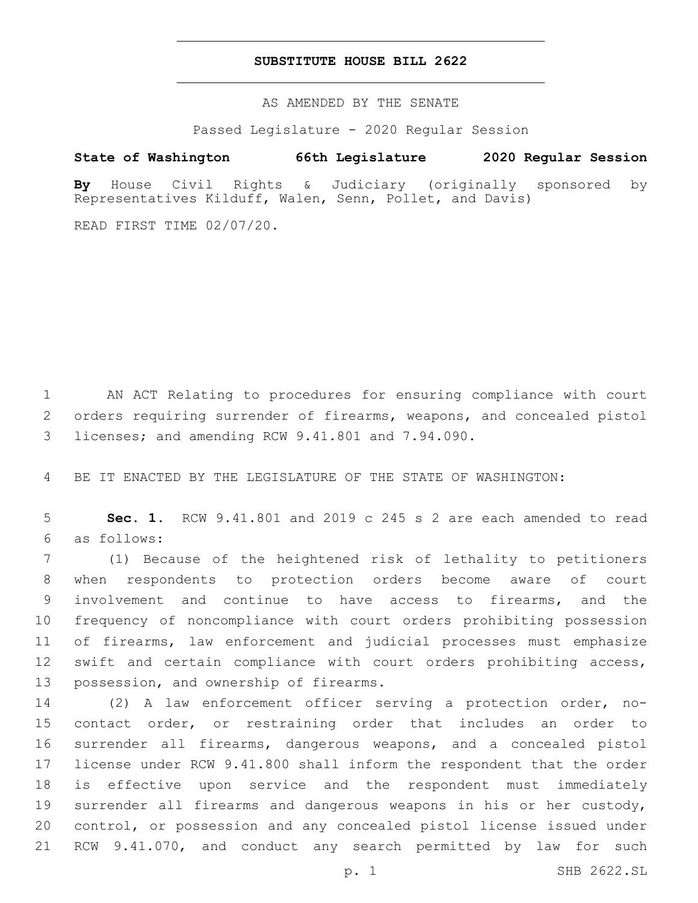# SUBSTITUTE HOUSE BILL 2622

AS AMENDED BY THE SENATE

Passed Legislature - 2020 Regular Session

**State of Washington 66th Legislature 2020 Regular Session**

**By** House Civil Rights & Judiciary (originally sponsored by Representatives Kilduff, Walen, Senn, Pollet, and Davis)

READ FIRST TIME 02/07/20.

AN ACT Relating to procedures for ensuring compliance with court orders requiring surrender of firearms, weapons, and concealed pistol licenses; and amending RCW 9.41.801 and 7.94.090.

BE IT ENACTED BY THE LEGISLATURE OF THE STATE OF WASHINGTON:

**Sec. 1.** RCW 9.41.801 and 2019 c 245 s 2 are each amended to read as follows:

(1) Because of the heightened risk of lethality to petitioners when respondents to protection orders become aware of court involvement and continue to have access to firearms, and the frequency of noncompliance with court orders prohibiting possession of firearms, law enforcement and judicial processes must emphasize swift and certain compliance with court orders prohibiting access, possession, and ownership of firearms.

(2) A law enforcement officer serving a protection order, no-contact order, or restraining order that includes an order to surrender all firearms, dangerous weapons, and a concealed pistol license under RCW 9.41.800 shall inform the respondent that the order is effective upon service and the respondent must immediately surrender all firearms and dangerous weapons in his or her custody, control, or possession and any concealed pistol license issued under RCW 9.41.070, and conduct any search permitted by law for such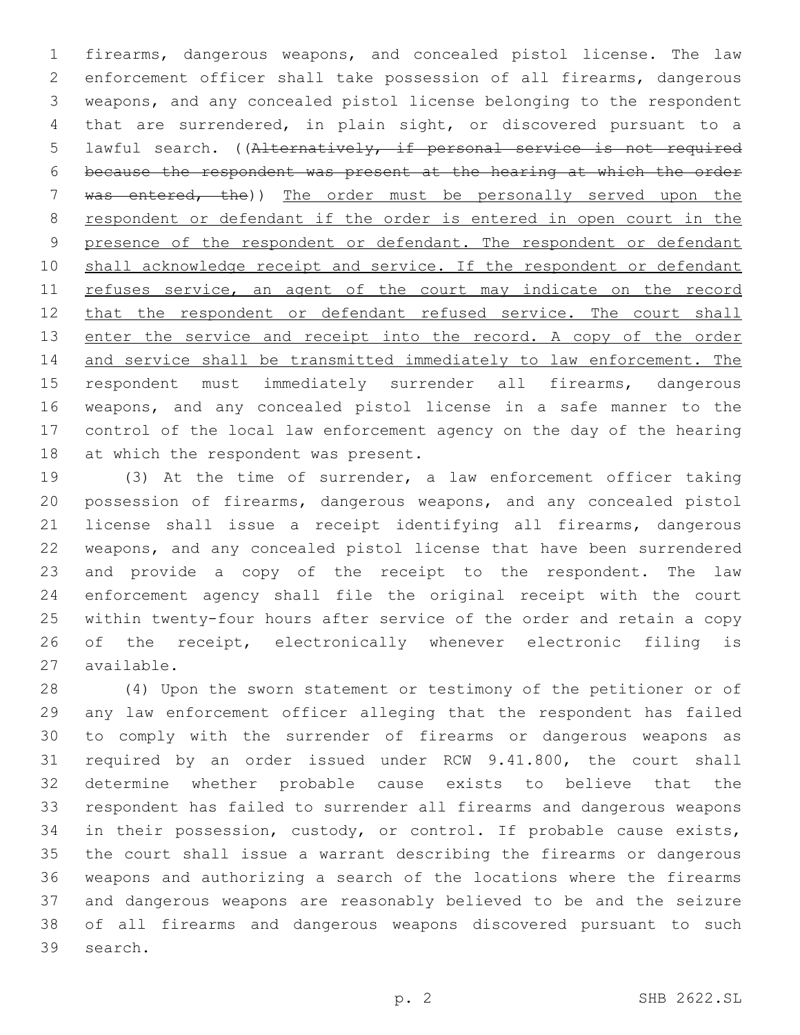firearms, dangerous weapons, and concealed pistol license. The law enforcement officer shall take possession of all firearms, dangerous weapons, and any concealed pistol license belonging to the respondent that are surrendered, in plain sight, or discovered pursuant to a lawful search. ((~~Alternatively, if personal service is not required because the respondent was present at the hearing at which the order was entered, the~~)) <u>The order must be personally served upon the respondent or defendant if the order is entered in open court in the presence of the respondent or defendant. The respondent or defendant shall acknowledge receipt and service. If the respondent or defendant refuses service, an agent of the court may indicate on the record that the respondent or defendant refused service. The court shall enter the service and receipt into the record. A copy of the order and service shall be transmitted immediately to law enforcement. The</u> respondent must immediately surrender all firearms, dangerous weapons, and any concealed pistol license in a safe manner to the control of the local law enforcement agency on the day of the hearing at which the respondent was present.

(3) At the time of surrender, a law enforcement officer taking possession of firearms, dangerous weapons, and any concealed pistol license shall issue a receipt identifying all firearms, dangerous weapons, and any concealed pistol license that have been surrendered and provide a copy of the receipt to the respondent. The law enforcement agency shall file the original receipt with the court within twenty-four hours after service of the order and retain a copy of the receipt, electronically whenever electronic filing is available.

(4) Upon the sworn statement or testimony of the petitioner or of any law enforcement officer alleging that the respondent has failed to comply with the surrender of firearms or dangerous weapons as required by an order issued under RCW 9.41.800, the court shall determine whether probable cause exists to believe that the respondent has failed to surrender all firearms and dangerous weapons in their possession, custody, or control. If probable cause exists, the court shall issue a warrant describing the firearms or dangerous weapons and authorizing a search of the locations where the firearms and dangerous weapons are reasonably believed to be and the seizure of all firearms and dangerous weapons discovered pursuant to such search.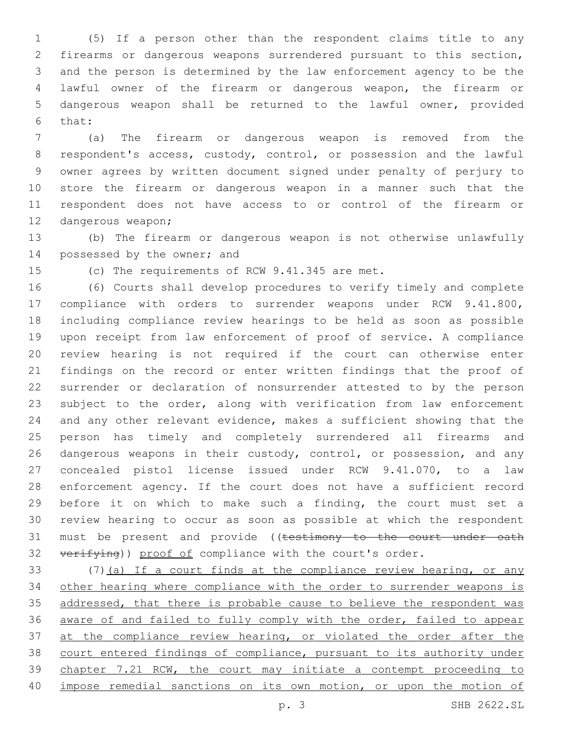(5) If a person other than the respondent claims title to any firearms or dangerous weapons surrendered pursuant to this section, and the person is determined by the law enforcement agency to be the lawful owner of the firearm or dangerous weapon, the firearm or dangerous weapon shall be returned to the lawful owner, provided that:

(a) The firearm or dangerous weapon is removed from the respondent's access, custody, control, or possession and the lawful owner agrees by written document signed under penalty of perjury to store the firearm or dangerous weapon in a manner such that the respondent does not have access to or control of the firearm or dangerous weapon;

(b) The firearm or dangerous weapon is not otherwise unlawfully possessed by the owner; and

(c) The requirements of RCW 9.41.345 are met.

(6) Courts shall develop procedures to verify timely and complete compliance with orders to surrender weapons under RCW 9.41.800, including compliance review hearings to be held as soon as possible upon receipt from law enforcement of proof of service. A compliance review hearing is not required if the court can otherwise enter findings on the record or enter written findings that the proof of surrender or declaration of nonsurrender attested to by the person subject to the order, along with verification from law enforcement and any other relevant evidence, makes a sufficient showing that the person has timely and completely surrendered all firearms and dangerous weapons in their custody, control, or possession, and any concealed pistol license issued under RCW 9.41.070, to a law enforcement agency. If the court does not have a sufficient record before it on which to make such a finding, the court must set a review hearing to occur as soon as possible at which the respondent must be present and provide ((~~testimony to the court under oath verifying~~)) <u>proof of</u> compliance with the court's order.

(7)<u>(a) If a court finds at the compliance review hearing, or any other hearing where compliance with the order to surrender weapons is addressed, that there is probable cause to believe the respondent was aware of and failed to fully comply with the order, failed to appear at the compliance review hearing, or violated the order after the court entered findings of compliance, pursuant to its authority under chapter 7.21 RCW, the court may initiate a contempt proceeding to impose remedial sanctions on its own motion, or upon the motion of</u>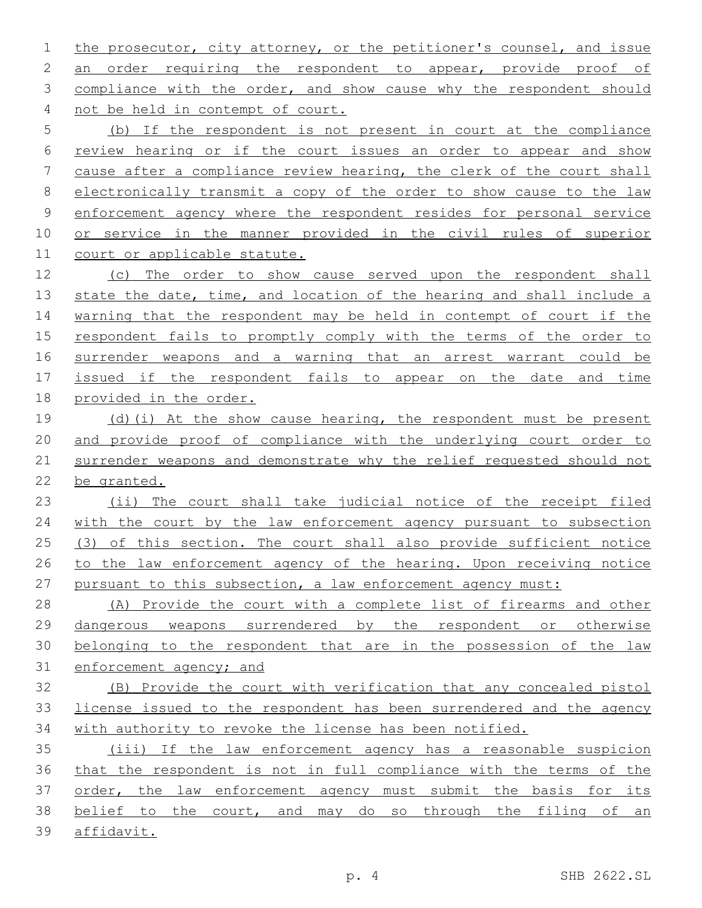the prosecutor, city attorney, or the petitioner's counsel, and issue an order requiring the respondent to appear, provide proof of compliance with the order, and show cause why the respondent should not be held in contempt of court.

(b) If the respondent is not present in court at the compliance review hearing or if the court issues an order to appear and show cause after a compliance review hearing, the clerk of the court shall electronically transmit a copy of the order to show cause to the law enforcement agency where the respondent resides for personal service or service in the manner provided in the civil rules of superior court or applicable statute.

(c) The order to show cause served upon the respondent shall state the date, time, and location of the hearing and shall include a warning that the respondent may be held in contempt of court if the respondent fails to promptly comply with the terms of the order to surrender weapons and a warning that an arrest warrant could be issued if the respondent fails to appear on the date and time provided in the order.

(d)(i) At the show cause hearing, the respondent must be present and provide proof of compliance with the underlying court order to surrender weapons and demonstrate why the relief requested should not be granted.

(ii) The court shall take judicial notice of the receipt filed with the court by the law enforcement agency pursuant to subsection (3) of this section. The court shall also provide sufficient notice to the law enforcement agency of the hearing. Upon receiving notice pursuant to this subsection, a law enforcement agency must:

(A) Provide the court with a complete list of firearms and other dangerous weapons surrendered by the respondent or otherwise belonging to the respondent that are in the possession of the law enforcement agency; and

(B) Provide the court with verification that any concealed pistol license issued to the respondent has been surrendered and the agency with authority to revoke the license has been notified.

(iii) If the law enforcement agency has a reasonable suspicion that the respondent is not in full compliance with the terms of the order, the law enforcement agency must submit the basis for its belief to the court, and may do so through the filing of an affidavit.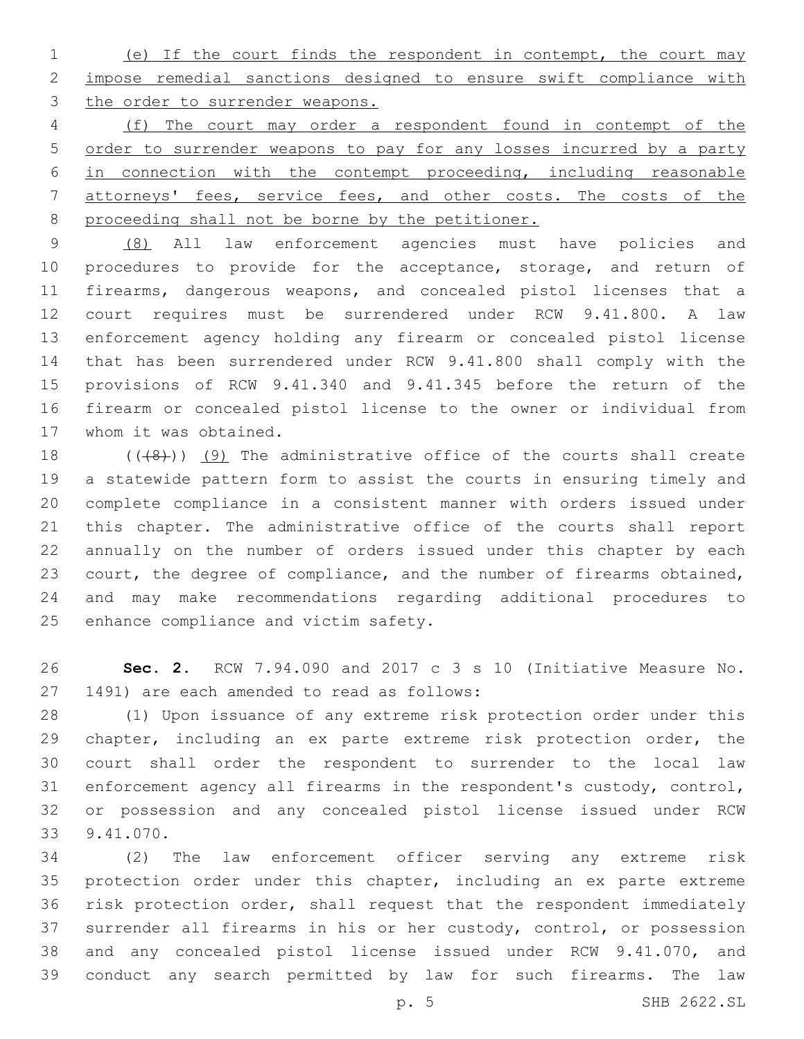(e) If the court finds the respondent in contempt, the court may impose remedial sanctions designed to ensure swift compliance with the order to surrender weapons.

(f) The court may order a respondent found in contempt of the order to surrender weapons to pay for any losses incurred by a party in connection with the contempt proceeding, including reasonable attorneys' fees, service fees, and other costs. The costs of the proceeding shall not be borne by the petitioner.

(8) All law enforcement agencies must have policies and procedures to provide for the acceptance, storage, and return of firearms, dangerous weapons, and concealed pistol licenses that a court requires must be surrendered under RCW 9.41.800. A law enforcement agency holding any firearm or concealed pistol license that has been surrendered under RCW 9.41.800 shall comply with the provisions of RCW 9.41.340 and 9.41.345 before the return of the firearm or concealed pistol license to the owner or individual from whom it was obtained.

((~~(8)~~)) (9) The administrative office of the courts shall create a statewide pattern form to assist the courts in ensuring timely and complete compliance in a consistent manner with orders issued under this chapter. The administrative office of the courts shall report annually on the number of orders issued under this chapter by each court, the degree of compliance, and the number of firearms obtained, and may make recommendations regarding additional procedures to enhance compliance and victim safety.

**Sec. 2.** RCW 7.94.090 and 2017 c 3 s 10 (Initiative Measure No. 1491) are each amended to read as follows:

(1) Upon issuance of any extreme risk protection order under this chapter, including an ex parte extreme risk protection order, the court shall order the respondent to surrender to the local law enforcement agency all firearms in the respondent's custody, control, or possession and any concealed pistol license issued under RCW 9.41.070.

(2) The law enforcement officer serving any extreme risk protection order under this chapter, including an ex parte extreme risk protection order, shall request that the respondent immediately surrender all firearms in his or her custody, control, or possession and any concealed pistol license issued under RCW 9.41.070, and conduct any search permitted by law for such firearms. The law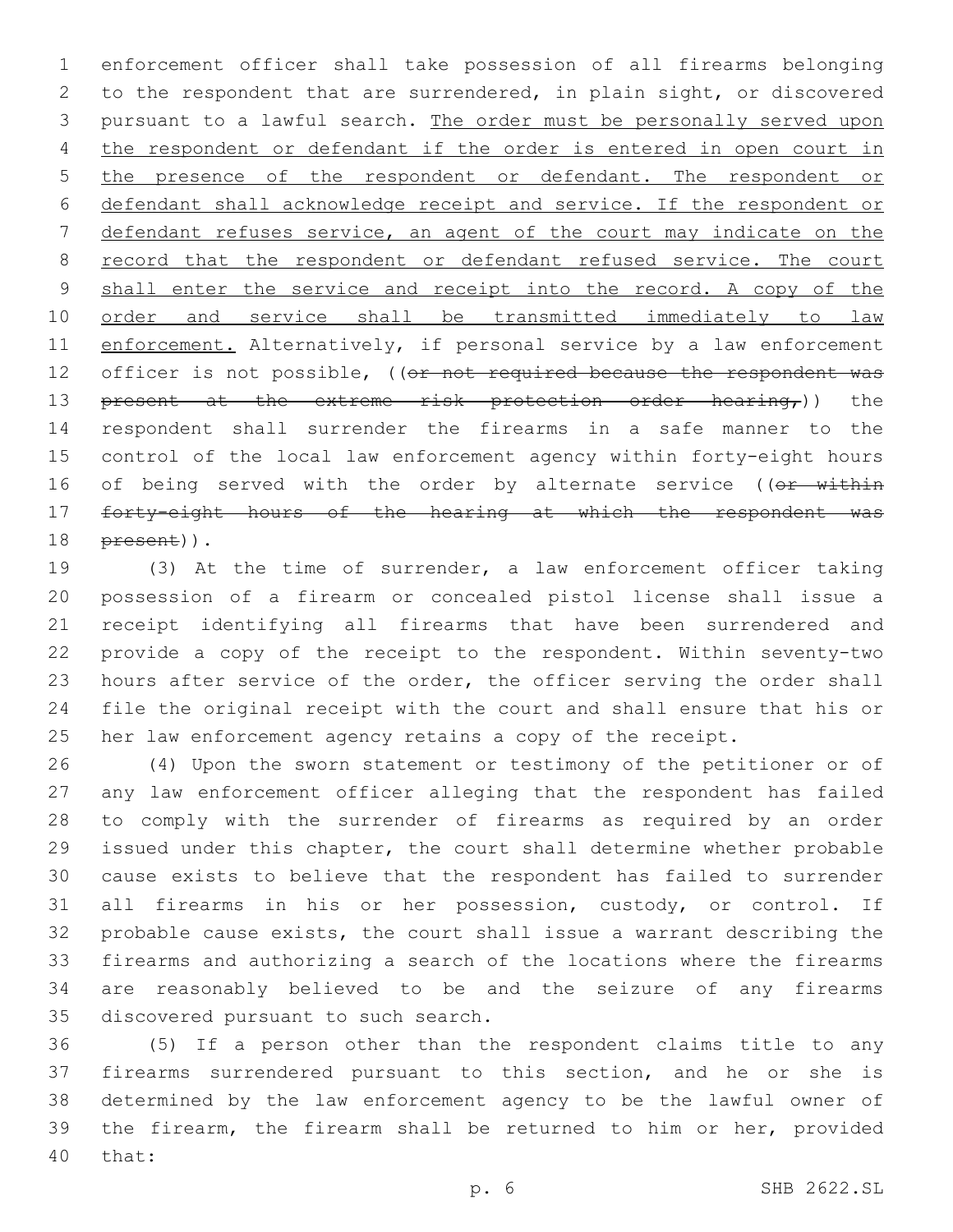enforcement officer shall take possession of all firearms belonging to the respondent that are surrendered, in plain sight, or discovered pursuant to a lawful search. <u>The order must be personally served upon the respondent or defendant if the order is entered in open court in the presence of the respondent or defendant. The respondent or defendant shall acknowledge receipt and service. If the respondent or defendant refuses service, an agent of the court may indicate on the record that the respondent or defendant refused service. The court shall enter the service and receipt into the record. A copy of the order and service shall be transmitted immediately to law enforcement.</u> Alternatively, if personal service by a law enforcement officer is not possible, ((~~or not required because the respondent was present at the extreme risk protection order hearing,~~)) the respondent shall surrender the firearms in a safe manner to the control of the local law enforcement agency within forty-eight hours of being served with the order by alternate service ((~~or within forty-eight hours of the hearing at which the respondent was present~~)).

(3) At the time of surrender, a law enforcement officer taking possession of a firearm or concealed pistol license shall issue a receipt identifying all firearms that have been surrendered and provide a copy of the receipt to the respondent. Within seventy-two hours after service of the order, the officer serving the order shall file the original receipt with the court and shall ensure that his or her law enforcement agency retains a copy of the receipt.

(4) Upon the sworn statement or testimony of the petitioner or of any law enforcement officer alleging that the respondent has failed to comply with the surrender of firearms as required by an order issued under this chapter, the court shall determine whether probable cause exists to believe that the respondent has failed to surrender all firearms in his or her possession, custody, or control. If probable cause exists, the court shall issue a warrant describing the firearms and authorizing a search of the locations where the firearms are reasonably believed to be and the seizure of any firearms discovered pursuant to such search.

(5) If a person other than the respondent claims title to any firearms surrendered pursuant to this section, and he or she is determined by the law enforcement agency to be the lawful owner of the firearm, the firearm shall be returned to him or her, provided that: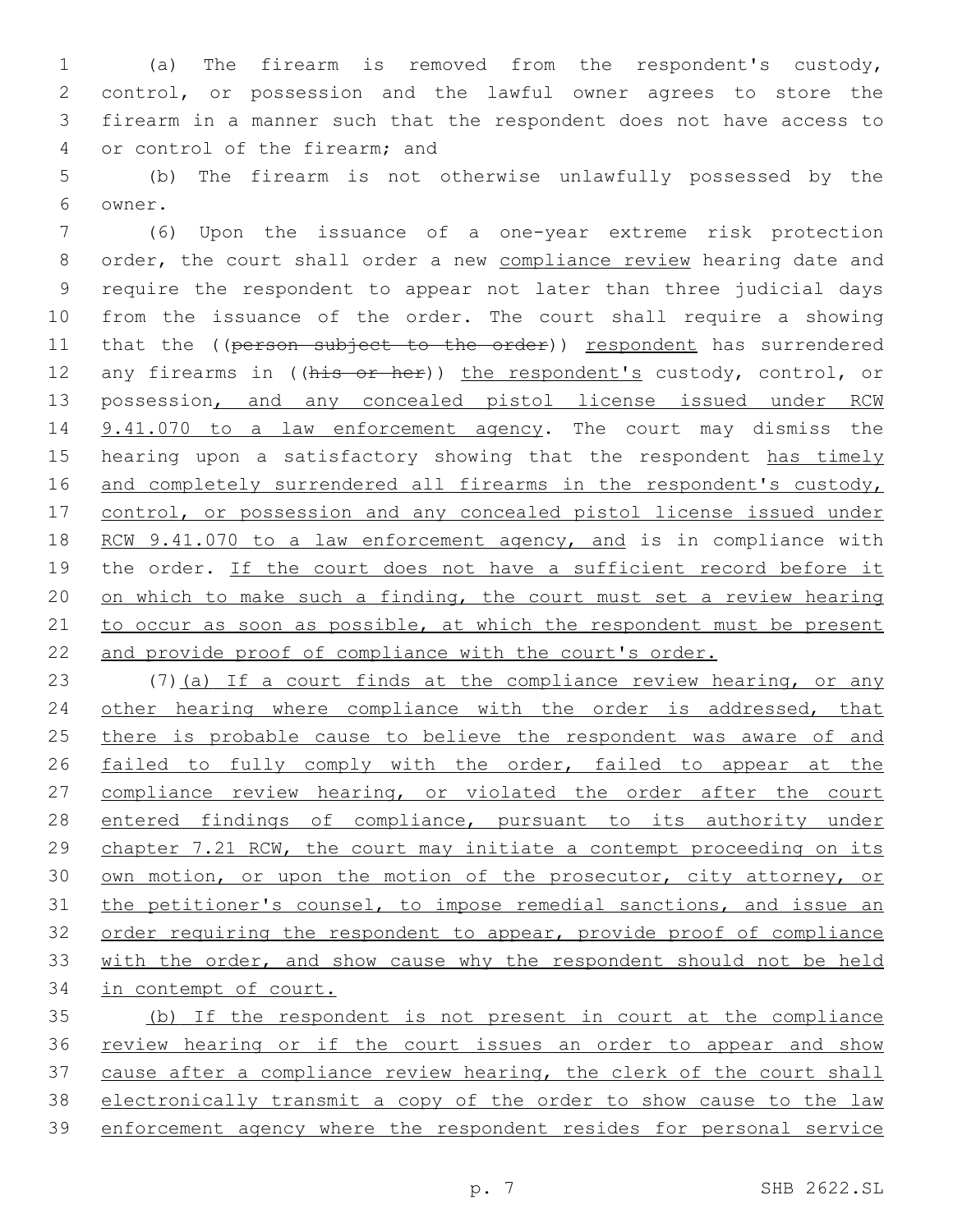(a) The firearm is removed from the respondent's custody, control, or possession and the lawful owner agrees to store the firearm in a manner such that the respondent does not have access to or control of the firearm; and

(b) The firearm is not otherwise unlawfully possessed by the owner.

(6) Upon the issuance of a one-year extreme risk protection order, the court shall order a new compliance review hearing date and require the respondent to appear not later than three judicial days from the issuance of the order. The court shall require a showing that the ((~~person subject to the order~~)) respondent has surrendered any firearms in ((~~his or her~~)) the respondent's custody, control, or possession, and any concealed pistol license issued under RCW 9.41.070 to a law enforcement agency. The court may dismiss the hearing upon a satisfactory showing that the respondent has timely and completely surrendered all firearms in the respondent's custody, control, or possession and any concealed pistol license issued under RCW 9.41.070 to a law enforcement agency, and is in compliance with the order. If the court does not have a sufficient record before it on which to make such a finding, the court must set a review hearing to occur as soon as possible, at which the respondent must be present and provide proof of compliance with the court's order.

(7)(a) If a court finds at the compliance review hearing, or any other hearing where compliance with the order is addressed, that there is probable cause to believe the respondent was aware of and failed to fully comply with the order, failed to appear at the compliance review hearing, or violated the order after the court entered findings of compliance, pursuant to its authority under chapter 7.21 RCW, the court may initiate a contempt proceeding on its own motion, or upon the motion of the prosecutor, city attorney, or the petitioner's counsel, to impose remedial sanctions, and issue an order requiring the respondent to appear, provide proof of compliance with the order, and show cause why the respondent should not be held in contempt of court.

(b) If the respondent is not present in court at the compliance review hearing or if the court issues an order to appear and show cause after a compliance review hearing, the clerk of the court shall electronically transmit a copy of the order to show cause to the law enforcement agency where the respondent resides for personal service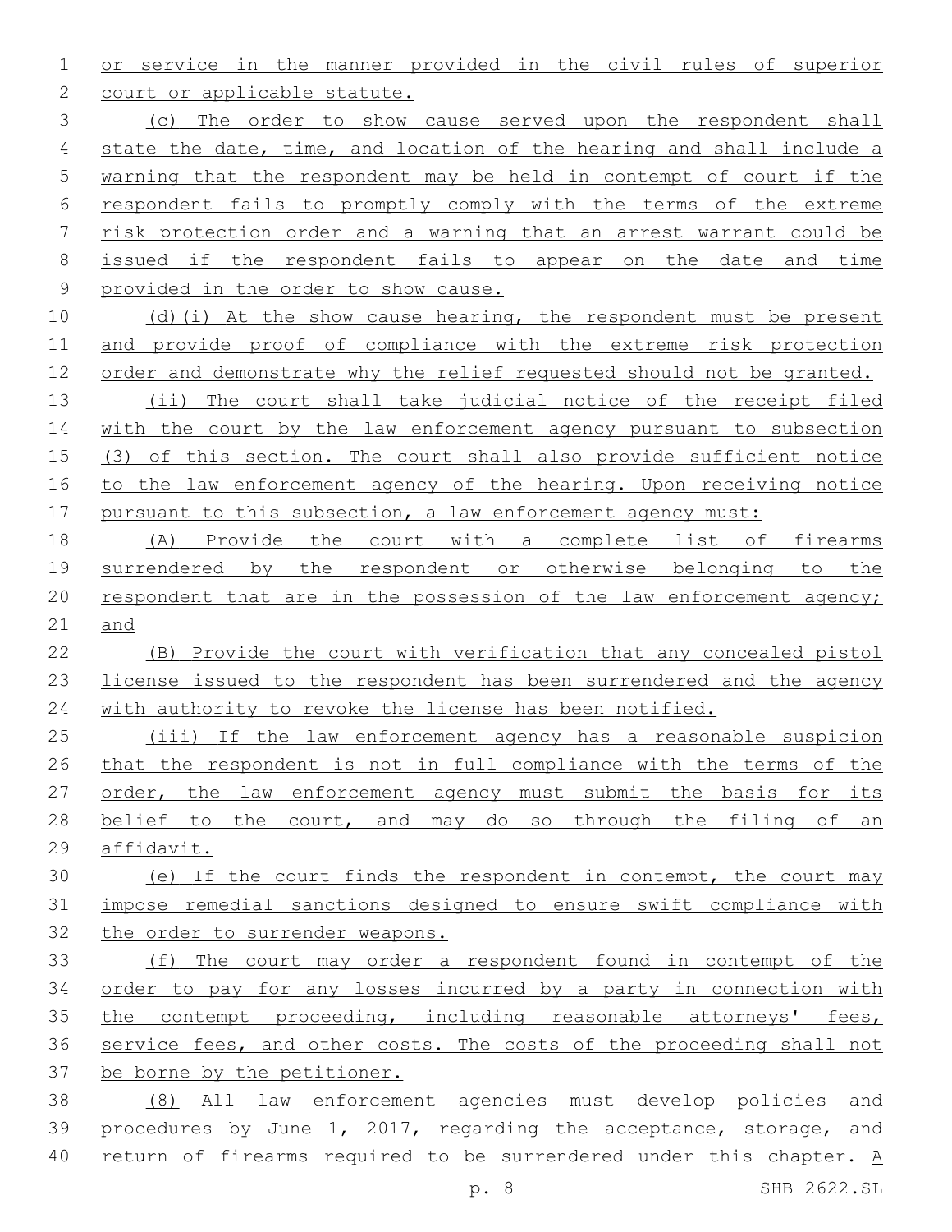or service in the manner provided in the civil rules of superior court or applicable statute.

(c) The order to show cause served upon the respondent shall state the date, time, and location of the hearing and shall include a warning that the respondent may be held in contempt of court if the respondent fails to promptly comply with the terms of the extreme risk protection order and a warning that an arrest warrant could be issued if the respondent fails to appear on the date and time provided in the order to show cause.

(d)(i) At the show cause hearing, the respondent must be present and provide proof of compliance with the extreme risk protection order and demonstrate why the relief requested should not be granted.

(ii) The court shall take judicial notice of the receipt filed with the court by the law enforcement agency pursuant to subsection (3) of this section. The court shall also provide sufficient notice to the law enforcement agency of the hearing. Upon receiving notice pursuant to this subsection, a law enforcement agency must:

(A) Provide the court with a complete list of firearms surrendered by the respondent or otherwise belonging to the respondent that are in the possession of the law enforcement agency; and

(B) Provide the court with verification that any concealed pistol license issued to the respondent has been surrendered and the agency with authority to revoke the license has been notified.

(iii) If the law enforcement agency has a reasonable suspicion that the respondent is not in full compliance with the terms of the order, the law enforcement agency must submit the basis for its belief to the court, and may do so through the filing of an affidavit.

(e) If the court finds the respondent in contempt, the court may impose remedial sanctions designed to ensure swift compliance with the order to surrender weapons.

(f) The court may order a respondent found in contempt of the order to pay for any losses incurred by a party in connection with the contempt proceeding, including reasonable attorneys' fees, service fees, and other costs. The costs of the proceeding shall not be borne by the petitioner.

(8) All law enforcement agencies must develop policies and procedures by June 1, 2017, regarding the acceptance, storage, and return of firearms required to be surrendered under this chapter. A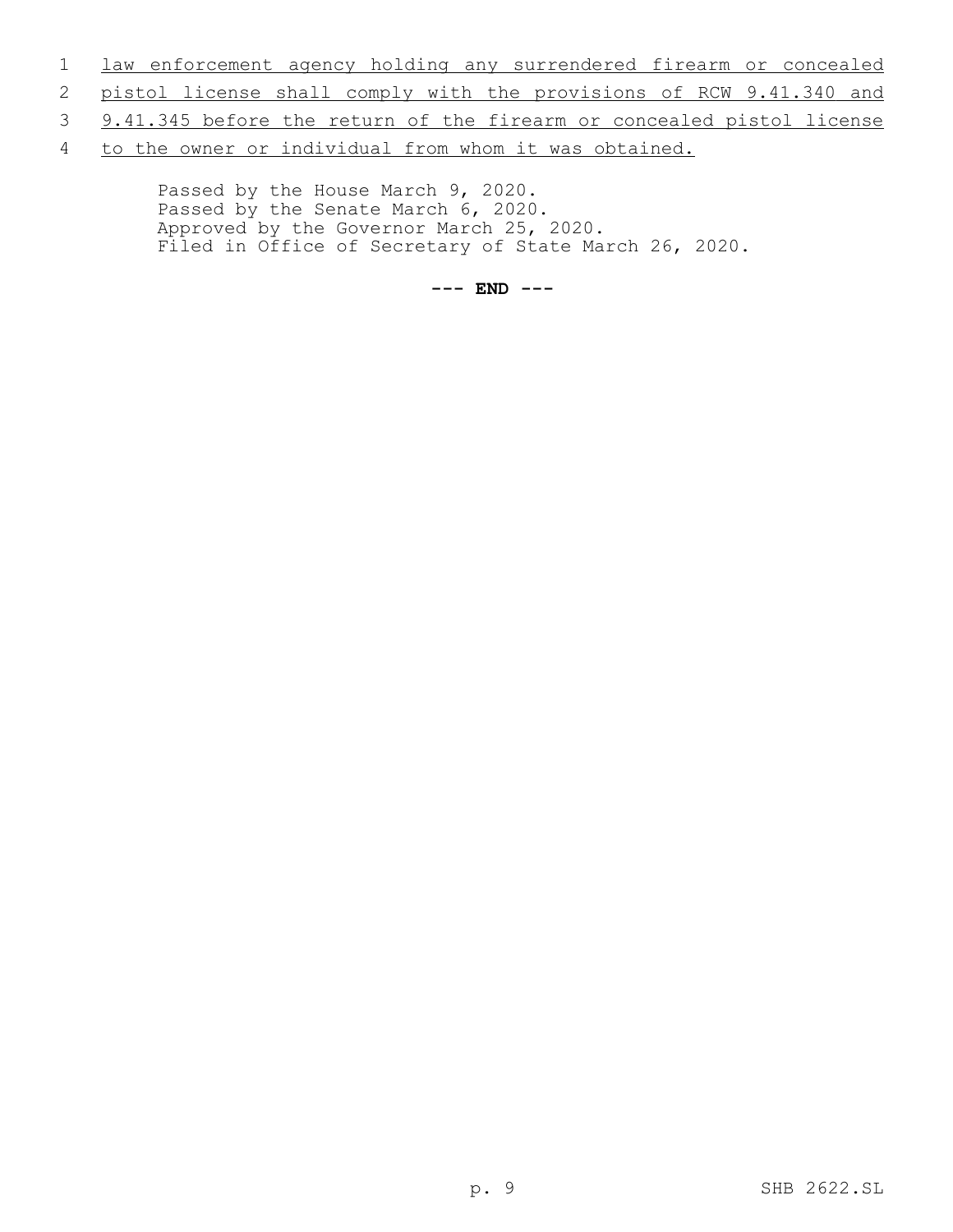law enforcement agency holding any surrendered firearm or concealed pistol license shall comply with the provisions of RCW 9.41.340 and 9.41.345 before the return of the firearm or concealed pistol license to the owner or individual from whom it was obtained.

Passed by the House March 9, 2020.
Passed by the Senate March 6, 2020.
Approved by the Governor March 25, 2020.
Filed in Office of Secretary of State March 26, 2020.

**--- END ---**